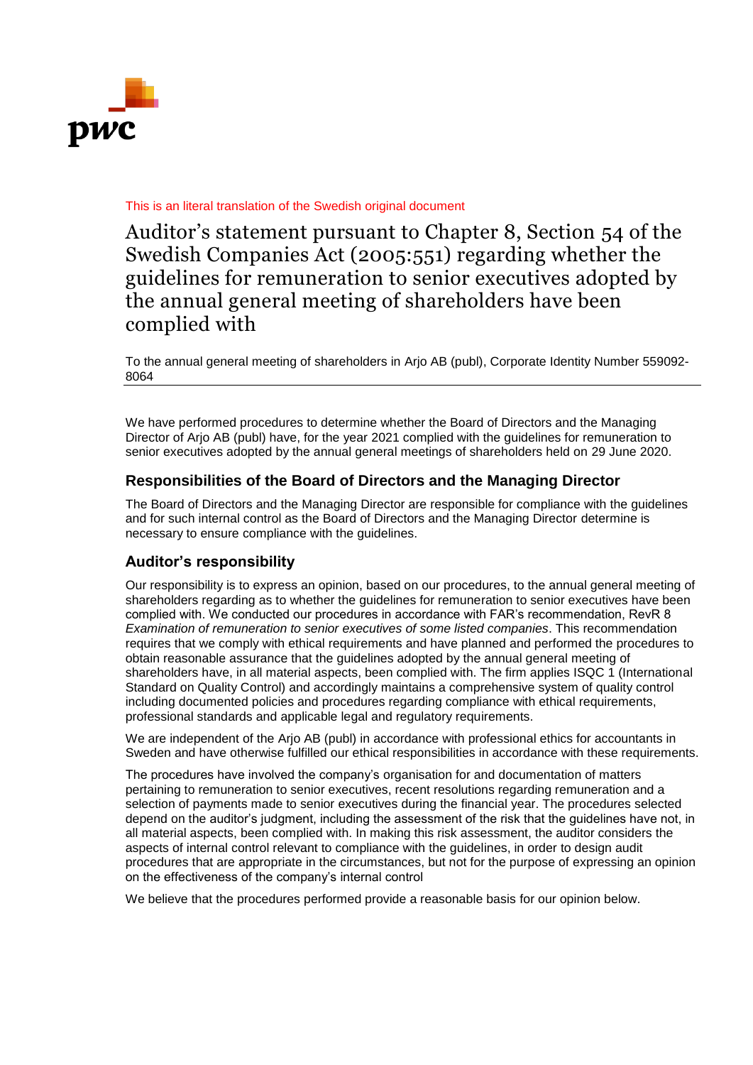This is an literal translation of the Swedish original document

# Auditor's statement pursuant to Chapter 8, Section 54 of the Swedish Companies Act (2005:551) regarding whether the guidelines for remuneration to senior executives adopted by the annual general meeting of shareholders have been complied with

To the annual general meeting of shareholders in Arjo AB (publ), Corporate Identity Number 559092-8064

We have performed procedures to determine whether the Board of Directors and the Managing Director of Arjo AB (publ) have, for the year 2021 complied with the guidelines for remuneration to senior executives adopted by the annual general meetings of shareholders held on 29 June 2020.

## Responsibilities of the Board of Directors and the Managing Director

The Board of Directors and the Managing Director are responsible for compliance with the guidelines and for such internal control as the Board of Directors and the Managing Director determine is necessary to ensure compliance with the guidelines.

## Auditor's responsibility

Our responsibility is to express an opinion, based on our procedures, to the annual general meeting of shareholders regarding as to whether the guidelines for remuneration to senior executives have been complied with. We conducted our procedures in accordance with FAR's recommendation, RevR 8 *Examination of remuneration to senior executives of some listed companies*. This recommendation requires that we comply with ethical requirements and have planned and performed the procedures to obtain reasonable assurance that the guidelines adopted by the annual general meeting of shareholders have, in all material aspects, been complied with. The firm applies ISQC 1 (International Standard on Quality Control) and accordingly maintains a comprehensive system of quality control including documented policies and procedures regarding compliance with ethical requirements, professional standards and applicable legal and regulatory requirements.

We are independent of the Arjo AB (publ) in accordance with professional ethics for accountants in Sweden and have otherwise fulfilled our ethical responsibilities in accordance with these requirements.

The procedures have involved the company's organisation for and documentation of matters pertaining to remuneration to senior executives, recent resolutions regarding remuneration and a selection of payments made to senior executives during the financial year. The procedures selected depend on the auditor's judgment, including the assessment of the risk that the guidelines have not, in all material aspects, been complied with. In making this risk assessment, the auditor considers the aspects of internal control relevant to compliance with the guidelines, in order to design audit procedures that are appropriate in the circumstances, but not for the purpose of expressing an opinion on the effectiveness of the company's internal control

We believe that the procedures performed provide a reasonable basis for our opinion below.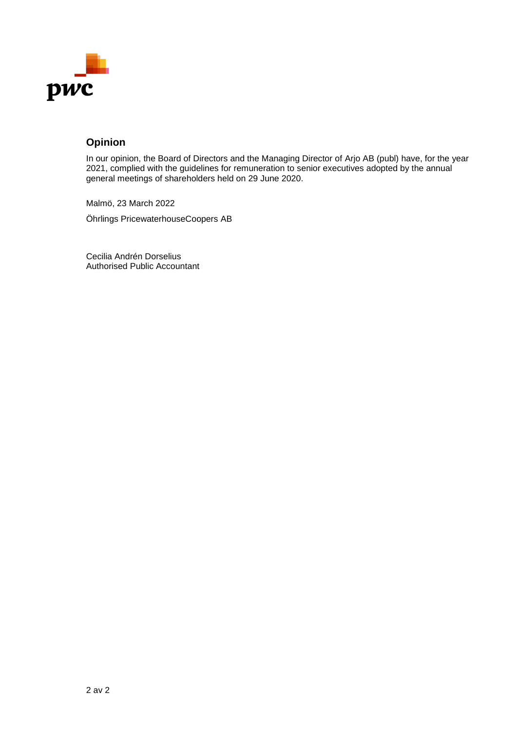## Opinion

In our opinion, the Board of Directors and the Managing Director of Arjo AB (publ) have, for the year 2021, complied with the guidelines for remuneration to senior executives adopted by the annual general meetings of shareholders held on 29 June 2020.

Malmö, 23 March 2022

Öhrlings PricewaterhouseCoopers AB

Cecilia Andrén Dorselius
Authorised Public Accountant